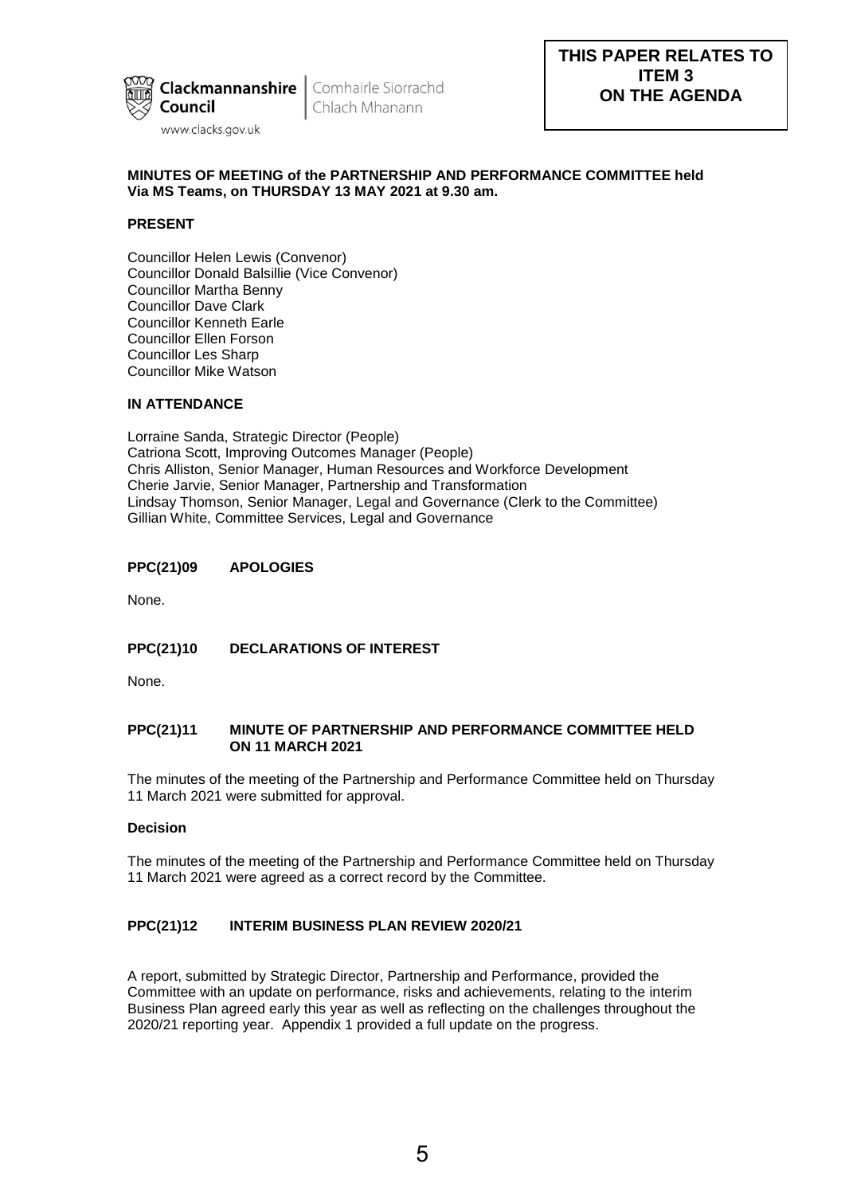**THIS PAPER RELATES TO ITEM 3 ON THE AGENDA**

Clackmannanshire Council | Comhairle Siorrachd Chlach Mhanann

www.clacks.gov.uk

**MINUTES OF MEETING of the PARTNERSHIP AND PERFORMANCE COMMITTEE held Via MS Teams, on THURSDAY 13 MAY 2021 at 9.30 am.**

**PRESENT**

Councillor Helen Lewis (Convenor)
Councillor Donald Balsillie (Vice Convenor)
Councillor Martha Benny
Councillor Dave Clark
Councillor Kenneth Earle
Councillor Ellen Forson
Councillor Les Sharp
Councillor Mike Watson

**IN ATTENDANCE**

Lorraine Sanda, Strategic Director (People)
Catriona Scott, Improving Outcomes Manager (People)
Chris Alliston, Senior Manager, Human Resources and Workforce Development
Cherie Jarvie, Senior Manager, Partnership and Transformation
Lindsay Thomson, Senior Manager, Legal and Governance (Clerk to the Committee)
Gillian White, Committee Services, Legal and Governance

**PPC(21)09 APOLOGIES**

None.

**PPC(21)10 DECLARATIONS OF INTEREST**

None.

**PPC(21)11 MINUTE OF PARTNERSHIP AND PERFORMANCE COMMITTEE HELD ON 11 MARCH 2021**

The minutes of the meeting of the Partnership and Performance Committee held on Thursday 11 March 2021 were submitted for approval.

**Decision**

The minutes of the meeting of the Partnership and Performance Committee held on Thursday 11 March 2021 were agreed as a correct record by the Committee.

**PPC(21)12 INTERIM BUSINESS PLAN REVIEW 2020/21**

A report, submitted by Strategic Director, Partnership and Performance, provided the Committee with an update on performance, risks and achievements, relating to the interim Business Plan agreed early this year as well as reflecting on the challenges throughout the 2020/21 reporting year. Appendix 1 provided a full update on the progress.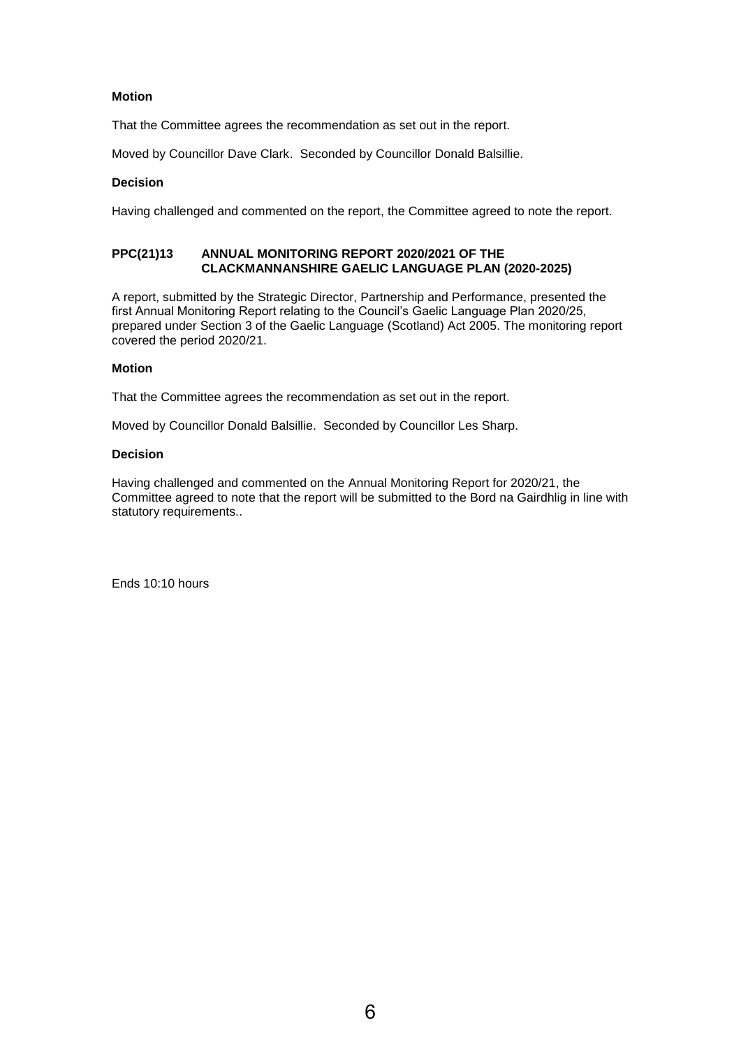**Motion**

That the Committee agrees the recommendation as set out in the report.

Moved by Councillor Dave Clark. Seconded by Councillor Donald Balsillie.

**Decision**

Having challenged and commented on the report, the Committee agreed to note the report.

**PPC(21)13 ANNUAL MONITORING REPORT 2020/2021 OF THE CLACKMANNANSHIRE GAELIC LANGUAGE PLAN (2020-2025)**

A report, submitted by the Strategic Director, Partnership and Performance, presented the first Annual Monitoring Report relating to the Council's Gaelic Language Plan 2020/25, prepared under Section 3 of the Gaelic Language (Scotland) Act 2005. The monitoring report covered the period 2020/21.

**Motion**

That the Committee agrees the recommendation as set out in the report.

Moved by Councillor Donald Balsillie. Seconded by Councillor Les Sharp.

**Decision**

Having challenged and commented on the Annual Monitoring Report for 2020/21, the Committee agreed to note that the report will be submitted to the Bord na Gairdhlig in line with statutory requirements..

Ends 10:10 hours